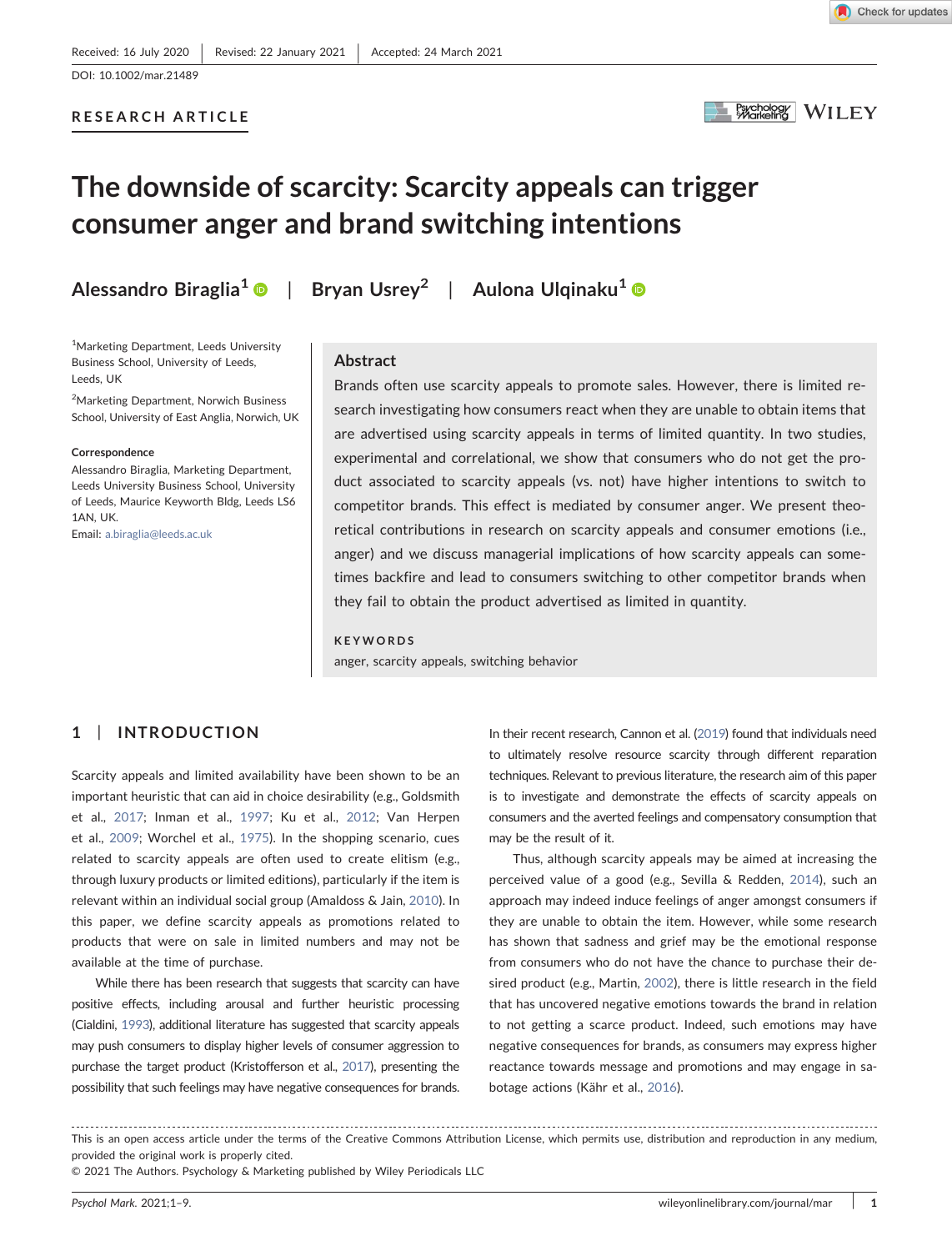Received: 16 July 2020 | Revised: 22 January 2021 | Accepted: 24 March 2021

DOI: 10.1002/mar.21489

RESEARCH ARTICLE

# The downside of scarcity: Scarcity appeals can trigger consumer anger and brand switching intentions

**Alessandro Biraglia[1]** | **Bryan Usrey[2]** | **Aulona Ulqinaku[1]**

[1]Marketing Department, Leeds University Business School, University of Leeds, Leeds, UK

[2]Marketing Department, Norwich Business School, University of East Anglia, Norwich, UK

**Correspondence**

Alessandro Biraglia, Marketing Department, Leeds University Business School, University of Leeds, Maurice Keyworth Bldg, Leeds LS6 1AN, UK.
Email: a.biraglia@leeds.ac.uk

## Abstract

Brands often use scarcity appeals to promote sales. However, there is limited research investigating how consumers react when they are unable to obtain items that are advertised using scarcity appeals in terms of limited quantity. In two studies, experimental and correlational, we show that consumers who do not get the product associated to scarcity appeals (vs. not) have higher intentions to switch to competitor brands. This effect is mediated by consumer anger. We present theoretical contributions in research on scarcity appeals and consumer emotions (i.e., anger) and we discuss managerial implications of how scarcity appeals can sometimes backfire and lead to consumers switching to other competitor brands when they fail to obtain the product advertised as limited in quantity.

**KEYWORDS**

anger, scarcity appeals, switching behavior

## 1 | INTRODUCTION

Scarcity appeals and limited availability have been shown to be an important heuristic that can aid in choice desirability (e.g., Goldsmith et al., 2017; Inman et al., 1997; Ku et al., 2012; Van Herpen et al., 2009; Worchel et al., 1975). In the shopping scenario, cues related to scarcity appeals are often used to create elitism (e.g., through luxury products or limited editions), particularly if the item is relevant within an individual social group (Amaldoss & Jain, 2010). In this paper, we define scarcity appeals as promotions related to products that were on sale in limited numbers and may not be available at the time of purchase.

While there has been research that suggests that scarcity can have positive effects, including arousal and further heuristic processing (Cialdini, 1993), additional literature has suggested that scarcity appeals may push consumers to display higher levels of consumer aggression to purchase the target product (Kristofferson et al., 2017), presenting the possibility that such feelings may have negative consequences for brands.

In their recent research, Cannon et al. (2019) found that individuals need to ultimately resolve resource scarcity through different reparation techniques. Relevant to previous literature, the research aim of this paper is to investigate and demonstrate the effects of scarcity appeals on consumers and the averted feelings and compensatory consumption that may be the result of it.

Thus, although scarcity appeals may be aimed at increasing the perceived value of a good (e.g., Sevilla & Redden, 2014), such an approach may indeed induce feelings of anger amongst consumers if they are unable to obtain the item. However, while some research has shown that sadness and grief may be the emotional response from consumers who do not have the chance to purchase their desired product (e.g., Martin, 2002), there is little research in the field that has uncovered negative emotions towards the brand in relation to not getting a scarce product. Indeed, such emotions may have negative consequences for brands, as consumers may express higher reactance towards message and promotions and may engage in sabotage actions (Kähr et al., 2016).

This is an open access article under the terms of the Creative Commons Attribution License, which permits use, distribution and reproduction in any medium, provided the original work is properly cited.
© 2021 The Authors. Psychology & Marketing published by Wiley Periodicals LLC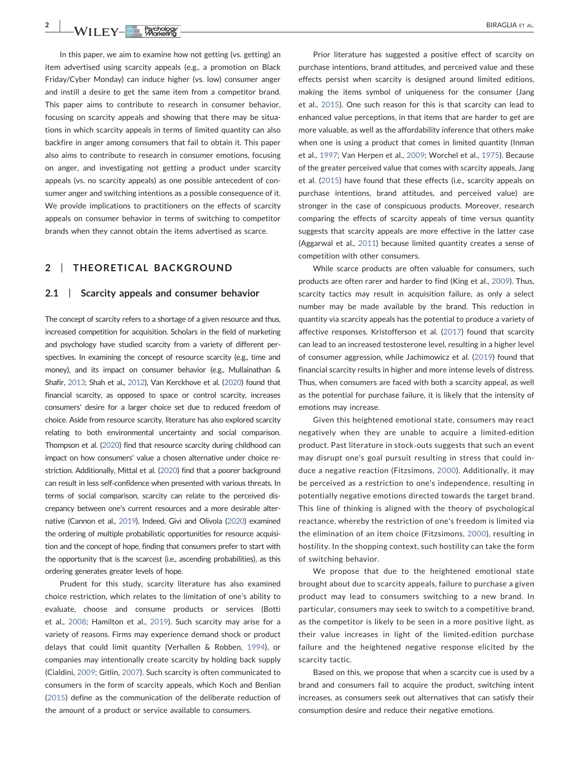In this paper, we aim to examine how not getting (vs. getting) an item advertised using scarcity appeals (e.g., a promotion on Black Friday/Cyber Monday) can induce higher (vs. low) consumer anger and instill a desire to get the same item from a competitor brand. This paper aims to contribute to research in consumer behavior, focusing on scarcity appeals and showing that there may be situations in which scarcity appeals in terms of limited quantity can also backfire in anger among consumers that fail to obtain it. This paper also aims to contribute to research in consumer emotions, focusing on anger, and investigating not getting a product under scarcity appeals (vs. no scarcity appeals) as one possible antecedent of consumer anger and switching intentions as a possible consequence of it. We provide implications to practitioners on the effects of scarcity appeals on consumer behavior in terms of switching to competitor brands when they cannot obtain the items advertised as scarce.

## 2 | THEORETICAL BACKGROUND

### 2.1 | Scarcity appeals and consumer behavior

The concept of scarcity refers to a shortage of a given resource and thus, increased competition for acquisition. Scholars in the field of marketing and psychology have studied scarcity from a variety of different perspectives. In examining the concept of resource scarcity (e.g., time and money), and its impact on consumer behavior (e.g., Mullainathan & Shafir, 2013; Shah et al., 2012), Van Kerckhove et al. (2020) found that financial scarcity, as opposed to space or control scarcity, increases consumers' desire for a larger choice set due to reduced freedom of choice. Aside from resource scarcity, literature has also explored scarcity relating to both environmental uncertainty and social comparison. Thompson et al. (2020) find that resource scarcity during childhood can impact on how consumers' value a chosen alternative under choice restriction. Additionally, Mittal et al. (2020) find that a poorer background can result in less self-confidence when presented with various threats. In terms of social comparison, scarcity can relate to the perceived discrepancy between one's current resources and a more desirable alternative (Cannon et al., 2019). Indeed, Givi and Olivola (2020) examined the ordering of multiple probabilistic opportunities for resource acquisition and the concept of hope, finding that consumers prefer to start with the opportunity that is the scarcest (i.e., ascending probabilities), as this ordering generates greater levels of hope.

Prudent for this study, scarcity literature has also examined choice restriction, which relates to the limitation of one's ability to evaluate, choose and consume products or services (Botti et al., 2008; Hamilton et al., 2019). Such scarcity may arise for a variety of reasons. Firms may experience demand shock or product delays that could limit quantity (Verhallen & Robben, 1994), or companies may intentionally create scarcity by holding back supply (Cialdini, 2009; Gitlin, 2007). Such scarcity is often communicated to consumers in the form of scarcity appeals, which Koch and Benlian (2015) define as the communication of the deliberate reduction of the amount of a product or service available to consumers.

Prior literature has suggested a positive effect of scarcity on purchase intentions, brand attitudes, and perceived value and these effects persist when scarcity is designed around limited editions, making the items symbol of uniqueness for the consumer (Jang et al., 2015). One such reason for this is that scarcity can lead to enhanced value perceptions, in that items that are harder to get are more valuable, as well as the affordability inference that others make when one is using a product that comes in limited quantity (Inman et al., 1997; Van Herpen et al., 2009; Worchel et al., 1975). Because of the greater perceived value that comes with scarcity appeals, Jang et al. (2015) have found that these effects (i.e., scarcity appeals on purchase intentions, brand attitudes, and perceived value) are stronger in the case of conspicuous products. Moreover, research comparing the effects of scarcity appeals of time versus quantity suggests that scarcity appeals are more effective in the latter case (Aggarwal et al., 2011) because limited quantity creates a sense of competition with other consumers.

While scarce products are often valuable for consumers, such products are often rarer and harder to find (King et al., 2009). Thus, scarcity tactics may result in acquisition failure, as only a select number may be made available by the brand. This reduction in quantity via scarcity appeals has the potential to produce a variety of affective responses. Kristofferson et al. (2017) found that scarcity can lead to an increased testosterone level, resulting in a higher level of consumer aggression, while Jachimowicz et al. (2019) found that financial scarcity results in higher and more intense levels of distress. Thus, when consumers are faced with both a scarcity appeal, as well as the potential for purchase failure, it is likely that the intensity of emotions may increase.

Given this heightened emotional state, consumers may react negatively when they are unable to acquire a limited-edition product. Past literature in stock-outs suggests that such an event may disrupt one's goal pursuit resulting in stress that could induce a negative reaction (Fitzsimons, 2000). Additionally, it may be perceived as a restriction to one's independence, resulting in potentially negative emotions directed towards the target brand. This line of thinking is aligned with the theory of psychological reactance, whereby the restriction of one's freedom is limited via the elimination of an item choice (Fitzsimons, 2000), resulting in hostility. In the shopping context, such hostility can take the form of switching behavior.

We propose that due to the heightened emotional state brought about due to scarcity appeals, failure to purchase a given product may lead to consumers switching to a new brand. In particular, consumers may seek to switch to a competitive brand, as the competitor is likely to be seen in a more positive light, as their value increases in light of the limited-edition purchase failure and the heightened negative response elicited by the scarcity tactic.

Based on this, we propose that when a scarcity cue is used by a brand and consumers fail to acquire the product, switching intent increases, as consumers seek out alternatives that can satisfy their consumption desire and reduce their negative emotions.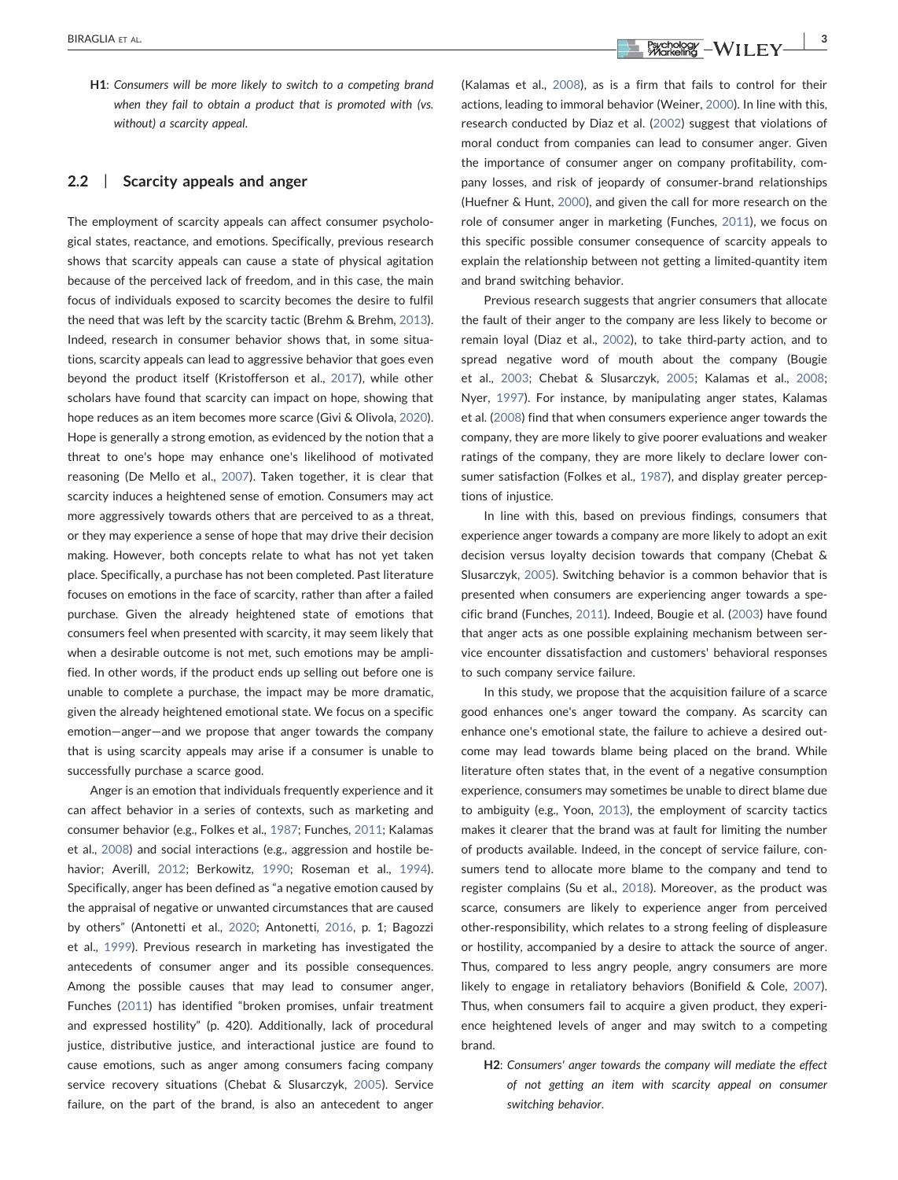**H1**: *Consumers will be more likely to switch to a competing brand when they fail to obtain a product that is promoted with (vs. without) a scarcity appeal.*

## 2.2 | Scarcity appeals and anger

The employment of scarcity appeals can affect consumer psychological states, reactance, and emotions. Specifically, previous research shows that scarcity appeals can cause a state of physical agitation because of the perceived lack of freedom, and in this case, the main focus of individuals exposed to scarcity becomes the desire to fulfil the need that was left by the scarcity tactic (Brehm & Brehm, 2013). Indeed, research in consumer behavior shows that, in some situations, scarcity appeals can lead to aggressive behavior that goes even beyond the product itself (Kristofferson et al., 2017), while other scholars have found that scarcity can impact on hope, showing that hope reduces as an item becomes more scarce (Givi & Olivola, 2020). Hope is generally a strong emotion, as evidenced by the notion that a threat to one's hope may enhance one's likelihood of motivated reasoning (De Mello et al., 2007). Taken together, it is clear that scarcity induces a heightened sense of emotion. Consumers may act more aggressively towards others that are perceived to as a threat, or they may experience a sense of hope that may drive their decision making. However, both concepts relate to what has not yet taken place. Specifically, a purchase has not been completed. Past literature focuses on emotions in the face of scarcity, rather than after a failed purchase. Given the already heightened state of emotions that consumers feel when presented with scarcity, it may seem likely that when a desirable outcome is not met, such emotions may be amplified. In other words, if the product ends up selling out before one is unable to complete a purchase, the impact may be more dramatic, given the already heightened emotional state. We focus on a specific emotion—anger—and we propose that anger towards the company that is using scarcity appeals may arise if a consumer is unable to successfully purchase a scarce good.

Anger is an emotion that individuals frequently experience and it can affect behavior in a series of contexts, such as marketing and consumer behavior (e.g., Folkes et al., 1987; Funches, 2011; Kalamas et al., 2008) and social interactions (e.g., aggression and hostile behavior; Averill, 2012; Berkowitz, 1990; Roseman et al., 1994). Specifically, anger has been defined as "a negative emotion caused by the appraisal of negative or unwanted circumstances that are caused by others" (Antonetti et al., 2020; Antonetti, 2016, p. 1; Bagozzi et al., 1999). Previous research in marketing has investigated the antecedents of consumer anger and its possible consequences. Among the possible causes that may lead to consumer anger, Funches (2011) has identified "broken promises, unfair treatment and expressed hostility" (p. 420). Additionally, lack of procedural justice, distributive justice, and interactional justice are found to cause emotions, such as anger among consumers facing company service recovery situations (Chebat & Slusarczyk, 2005). Service failure, on the part of the brand, is also an antecedent to anger (Kalamas et al., 2008), as is a firm that fails to control for their actions, leading to immoral behavior (Weiner, 2000). In line with this, research conducted by Diaz et al. (2002) suggest that violations of moral conduct from companies can lead to consumer anger. Given the importance of consumer anger on company profitability, company losses, and risk of jeopardy of consumer-brand relationships (Huefner & Hunt, 2000), and given the call for more research on the role of consumer anger in marketing (Funches, 2011), we focus on this specific possible consumer consequence of scarcity appeals to explain the relationship between not getting a limited-quantity item and brand switching behavior.

Previous research suggests that angrier consumers that allocate the fault of their anger to the company are less likely to become or remain loyal (Diaz et al., 2002), to take third-party action, and to spread negative word of mouth about the company (Bougie et al., 2003; Chebat & Slusarczyk, 2005; Kalamas et al., 2008; Nyer, 1997). For instance, by manipulating anger states, Kalamas et al. (2008) find that when consumers experience anger towards the company, they are more likely to give poorer evaluations and weaker ratings of the company, they are more likely to declare lower consumer satisfaction (Folkes et al., 1987), and display greater perceptions of injustice.

In line with this, based on previous findings, consumers that experience anger towards a company are more likely to adopt an exit decision versus loyalty decision towards that company (Chebat & Slusarczyk, 2005). Switching behavior is a common behavior that is presented when consumers are experiencing anger towards a specific brand (Funches, 2011). Indeed, Bougie et al. (2003) have found that anger acts as one possible explaining mechanism between service encounter dissatisfaction and customers' behavioral responses to such company service failure.

In this study, we propose that the acquisition failure of a scarce good enhances one's anger toward the company. As scarcity can enhance one's emotional state, the failure to achieve a desired outcome may lead towards blame being placed on the brand. While literature often states that, in the event of a negative consumption experience, consumers may sometimes be unable to direct blame due to ambiguity (e.g., Yoon, 2013), the employment of scarcity tactics makes it clearer that the brand was at fault for limiting the number of products available. Indeed, in the concept of service failure, consumers tend to allocate more blame to the company and tend to register complains (Su et al., 2018). Moreover, as the product was scarce, consumers are likely to experience anger from perceived other-responsibility, which relates to a strong feeling of displeasure or hostility, accompanied by a desire to attack the source of anger. Thus, compared to less angry people, angry consumers are more likely to engage in retaliatory behaviors (Bonifield & Cole, 2007). Thus, when consumers fail to acquire a given product, they experience heightened levels of anger and may switch to a competing brand.

**H2**: *Consumers' anger towards the company will mediate the effect of not getting an item with scarcity appeal on consumer switching behavior.*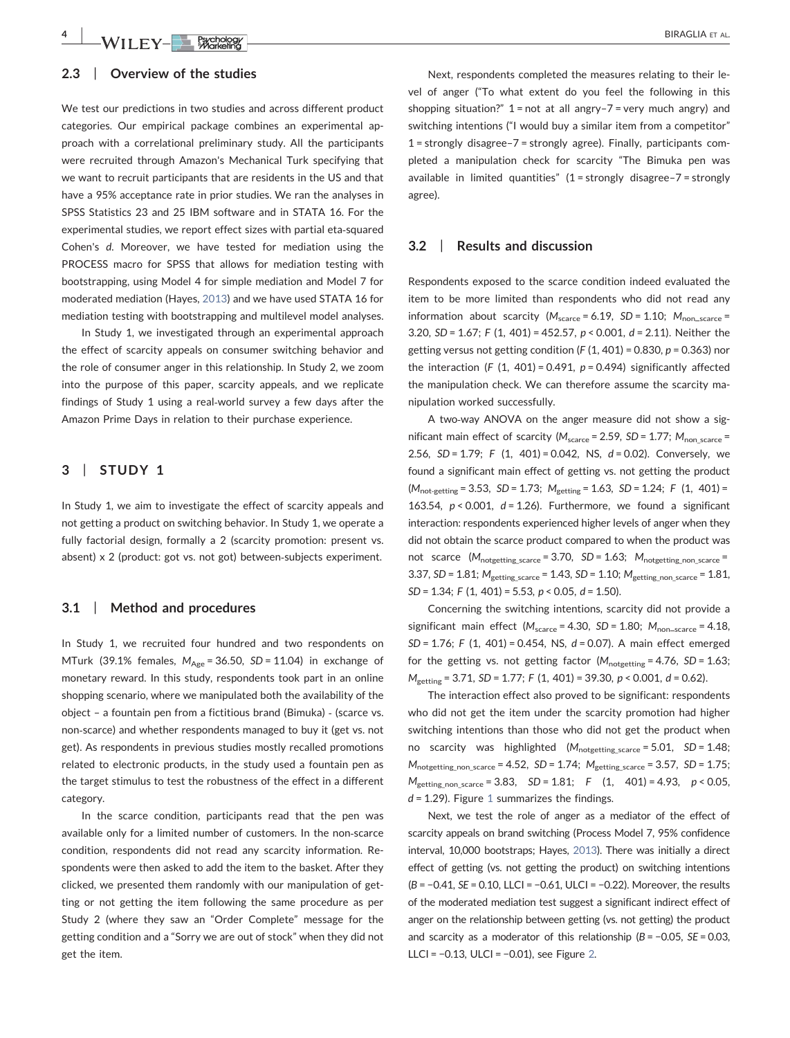## 2.3 | Overview of the studies

We test our predictions in two studies and across different product categories. Our empirical package combines an experimental approach with a correlational preliminary study. All the participants were recruited through Amazon's Mechanical Turk specifying that we want to recruit participants that are residents in the US and that have a 95% acceptance rate in prior studies. We ran the analyses in SPSS Statistics 23 and 25 IBM software and in STATA 16. For the experimental studies, we report effect sizes with partial eta-squared Cohen's *d*. Moreover, we have tested for mediation using the PROCESS macro for SPSS that allows for mediation testing with bootstrapping, using Model 4 for simple mediation and Model 7 for moderated mediation (Hayes, 2013) and we have used STATA 16 for mediation testing with bootstrapping and multilevel model analyses.

In Study 1, we investigated through an experimental approach the effect of scarcity appeals on consumer switching behavior and the role of consumer anger in this relationship. In Study 2, we zoom into the purpose of this paper, scarcity appeals, and we replicate findings of Study 1 using a real-world survey a few days after the Amazon Prime Days in relation to their purchase experience.

# 3 | STUDY 1

In Study 1, we aim to investigate the effect of scarcity appeals and not getting a product on switching behavior. In Study 1, we operate a fully factorial design, formally a 2 (scarcity promotion: present vs. absent) x 2 (product: got vs. not got) between-subjects experiment.

## 3.1 | Method and procedures

In Study 1, we recruited four hundred and two respondents on MTurk (39.1% females, $M_{Age} = 36.50$, $SD = 11.04$) in exchange of monetary reward. In this study, respondents took part in an online shopping scenario, where we manipulated both the availability of the object – a fountain pen from a fictitious brand (Bimuka) - (scarce vs. non-scarce) and whether respondents managed to buy it (get vs. not get). As respondents in previous studies mostly recalled promotions related to electronic products, in the study used a fountain pen as the target stimulus to test the robustness of the effect in a different category.

In the scarce condition, participants read that the pen was available only for a limited number of customers. In the non-scarce condition, respondents did not read any scarcity information. Respondents were then asked to add the item to the basket. After they clicked, we presented them randomly with our manipulation of getting or not getting the item following the same procedure as per Study 2 (where they saw an "Order Complete" message for the getting condition and a "Sorry we are out of stock" when they did not get the item.

Next, respondents completed the measures relating to their level of anger ("To what extent do you feel the following in this shopping situation?" 1 = not at all angry–7 = very much angry) and switching intentions ("I would buy a similar item from a competitor" 1 = strongly disagree–7 = strongly agree). Finally, participants completed a manipulation check for scarcity "The Bimuka pen was available in limited quantities" (1 = strongly disagree–7 = strongly agree).

## 3.2 | Results and discussion

Respondents exposed to the scarce condition indeed evaluated the item to be more limited than respondents who did not read any information about scarcity ($M_{scarce} = 6.19$, $SD = 1.10$; $M_{non\_scarce} = 3.20$, $SD = 1.67$; $F\ (1,\ 401) = 452.57$, $p < 0.001$, $d = 2.11$). Neither the getting versus not getting condition ($F\ (1,\ 401) = 0.830$, $p = 0.363$) nor the interaction ($F\ (1,\ 401) = 0.491$, $p = 0.494$) significantly affected the manipulation check. We can therefore assume the scarcity manipulation worked successfully.

A two-way ANOVA on the anger measure did not show a significant main effect of scarcity ($M_{scarce} = 2.59$, $SD = 1.77$; $M_{non\ scarce} = 2.56$, $SD = 1.79$; $F\ (1,\ 401) = 0.042$, NS, $d = 0.02$). Conversely, we found a significant main effect of getting vs. not getting the product ($M_{not\text{-}getting} = 3.53$, $SD = 1.73$; $M_{getting} = 1.63$, $SD = 1.24$; $F\ (1,\ 401) = 163.54$, $p < 0.001$, $d = 1.26$). Furthermore, we found a significant interaction: respondents experienced higher levels of anger when they did not obtain the scarce product compared to when the product was not scarce ($M_{notgetting\_scarce} = 3.70$, $SD = 1.63$; $M_{notgetting\_non\_scarce} = 3.37$, $SD = 1.81$; $M_{getting\_scarce} = 1.43$, $SD = 1.10$; $M_{getting\_non\_scarce} = 1.81$, $SD = 1.34$; $F\ (1,\ 401) = 5.53$, $p < 0.05$, $d = 1.50$).

Concerning the switching intentions, scarcity did not provide a significant main effect ($M_{scarce} = 4.30$, $SD = 1.80$; $M_{non\_scarce} = 4.18$, $SD = 1.76$; $F\ (1,\ 401) = 0.454$, NS, $d = 0.07$). A main effect emerged for the getting vs. not getting factor ($M_{notgetting} = 4.76$, $SD = 1.63$; $M_{getting} = 3.71$, $SD = 1.77$; $F\ (1,\ 401) = 39.30$, $p < 0.001$, $d = 0.62$).

The interaction effect also proved to be significant: respondents who did not get the item under the scarcity promotion had higher switching intentions than those who did not get the product when no scarcity was highlighted ($M_{notgetting\_scarce} = 5.01$, $SD = 1.48$; $M_{notgetting\_non\_scarce} = 4.52$, $SD = 1.74$; $M_{getting\_scarce} = 3.57$, $SD = 1.75$; $M_{getting\_non\_scarce} = 3.83$, $SD = 1.81$; $F\ (1,\ 401) = 4.93$, $p < 0.05$, $d = 1.29$). Figure 1 summarizes the findings.

Next, we test the role of anger as a mediator of the effect of scarcity appeals on brand switching (Process Model 7, 95% confidence interval, 10,000 bootstraps; Hayes, 2013). There was initially a direct effect of getting (vs. not getting the product) on switching intentions ($B = -0.41$, $SE = 0.10$, LLCI = −0.61, ULCI = −0.22). Moreover, the results of the moderated mediation test suggest a significant indirect effect of anger on the relationship between getting (vs. not getting) the product and scarcity as a moderator of this relationship ($B = -0.05$, $SE = 0.03$, LLCI = −0.13, ULCI = −0.01), see Figure 2.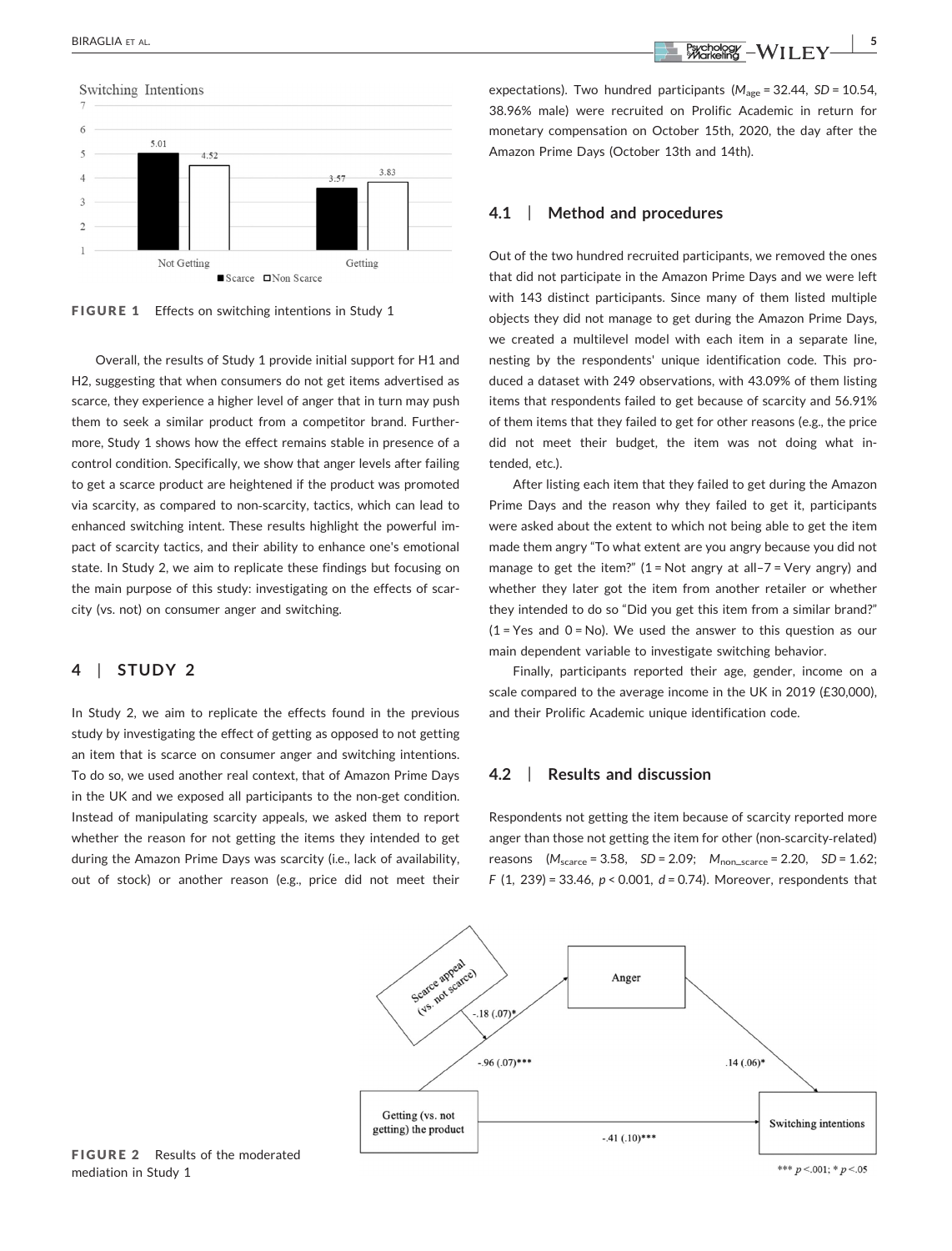FIGURE 1 Effects on switching intentions in Study 1

Overall, the results of Study 1 provide initial support for H1 and H2, suggesting that when consumers do not get items advertised as scarce, they experience a higher level of anger that in turn may push them to seek a similar product from a competitor brand. Furthermore, Study 1 shows how the effect remains stable in presence of a control condition. Specifically, we show that anger levels after failing to get a scarce product are heightened if the product was promoted via scarcity, as compared to non-scarcity, tactics, which can lead to enhanced switching intent. These results highlight the powerful impact of scarcity tactics, and their ability to enhance one's emotional state. In Study 2, we aim to replicate these findings but focusing on the main purpose of this study: investigating on the effects of scarcity (vs. not) on consumer anger and switching.

## 4 | STUDY 2

In Study 2, we aim to replicate the effects found in the previous study by investigating the effect of getting as opposed to not getting an item that is scarce on consumer anger and switching intentions. To do so, we used another real context, that of Amazon Prime Days in the UK and we exposed all participants to the non-get condition. Instead of manipulating scarcity appeals, we asked them to report whether the reason for not getting the items they intended to get during the Amazon Prime Days was scarcity (i.e., lack of availability, out of stock) or another reason (e.g., price did not meet their expectations). Two hundred participants ($M_{age}$ = 32.44, $SD$ = 10.54, 38.96% male) were recruited on Prolific Academic in return for monetary compensation on October 15th, 2020, the day after the Amazon Prime Days (October 13th and 14th).

### 4.1 | Method and procedures

Out of the two hundred recruited participants, we removed the ones that did not participate in the Amazon Prime Days and we were left with 143 distinct participants. Since many of them listed multiple objects they did not manage to get during the Amazon Prime Days, we created a multilevel model with each item in a separate line, nesting by the respondents' unique identification code. This produced a dataset with 249 observations, with 43.09% of them listing items that respondents failed to get because of scarcity and 56.91% of them items that they failed to get for other reasons (e.g., the price did not meet their budget, the item was not doing what intended, etc.).

After listing each item that they failed to get during the Amazon Prime Days and the reason why they failed to get it, participants were asked about the extent to which not being able to get the item made them angry "To what extent are you angry because you did not manage to get the item?" (1 = Not angry at all–7 = Very angry) and whether they later got the item from another retailer or whether they intended to do so "Did you get this item from a similar brand?" (1 = Yes and 0 = No). We used the answer to this question as our main dependent variable to investigate switching behavior.

Finally, participants reported their age, gender, income on a scale compared to the average income in the UK in 2019 (£30,000), and their Prolific Academic unique identification code.

### 4.2 | Results and discussion

Respondents not getting the item because of scarcity reported more anger than those not getting the item for other (non-scarcity-related) reasons ($M_{scarce}$ = 3.58, $SD$ = 2.09; $M_{non\_scarce}$ = 2.20, $SD$ = 1.62; $F$ (1, 239) = 33.46, $p$ < 0.001, $d$ = 0.74). Moreover, respondents that

FIGURE 2 Results of the moderated mediation in Study 1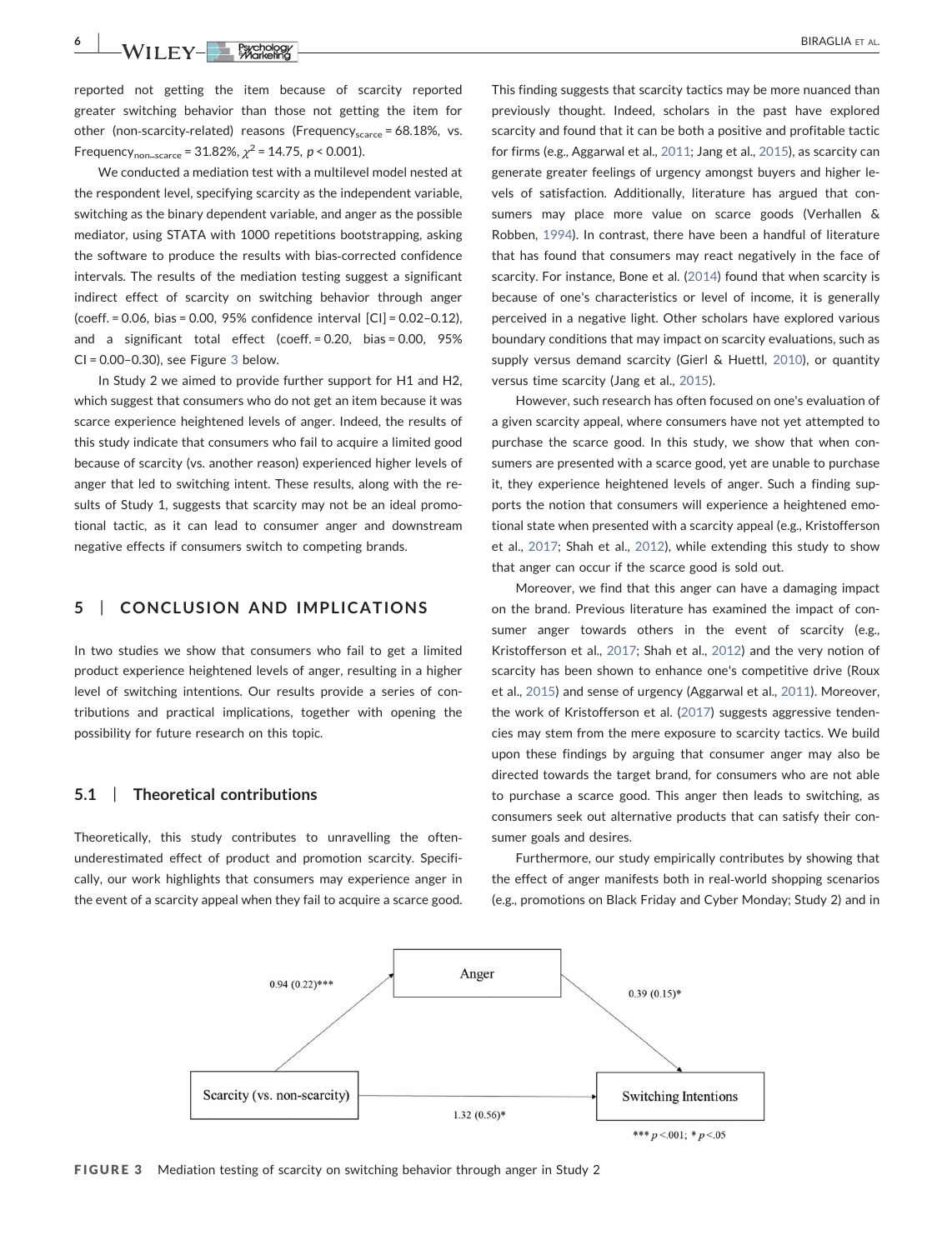reported not getting the item because of scarcity reported greater switching behavior than those not getting the item for other (non-scarcity-related) reasons ($\text{Frequency}_{\text{scarce}} = 68.18\%$, vs. $\text{Frequency}_{\text{non\_scarce}} = 31.82\%$, $\chi^2 = 14.75$, $p < 0.001$).

We conducted a mediation test with a multilevel model nested at the respondent level, specifying scarcity as the independent variable, switching as the binary dependent variable, and anger as the possible mediator, using STATA with 1000 repetitions bootstrapping, asking the software to produce the results with bias-corrected confidence intervals. The results of the mediation testing suggest a significant indirect effect of scarcity on switching behavior through anger (coeff. = 0.06, bias = 0.00, 95% confidence interval [CI] = 0.02–0.12), and a significant total effect (coeff. = 0.20, bias = 0.00, 95% CI = 0.00–0.30), see Figure 3 below.

In Study 2 we aimed to provide further support for H1 and H2, which suggest that consumers who do not get an item because it was scarce experience heightened levels of anger. Indeed, the results of this study indicate that consumers who fail to acquire a limited good because of scarcity (vs. another reason) experienced higher levels of anger that led to switching intent. These results, along with the results of Study 1, suggests that scarcity may not be an ideal promotional tactic, as it can lead to consumer anger and downstream negative effects if consumers switch to competing brands.

## 5 | CONCLUSION AND IMPLICATIONS

In two studies we show that consumers who fail to get a limited product experience heightened levels of anger, resulting in a higher level of switching intentions. Our results provide a series of contributions and practical implications, together with opening the possibility for future research on this topic.

### 5.1 | Theoretical contributions

Theoretically, this study contributes to unravelling the often-underestimated effect of product and promotion scarcity. Specifically, our work highlights that consumers may experience anger in the event of a scarcity appeal when they fail to acquire a scarce good. This finding suggests that scarcity tactics may be more nuanced than previously thought. Indeed, scholars in the past have explored scarcity and found that it can be both a positive and profitable tactic for firms (e.g., Aggarwal et al., 2011; Jang et al., 2015), as scarcity can generate greater feelings of urgency amongst buyers and higher levels of satisfaction. Additionally, literature has argued that consumers may place more value on scarce goods (Verhallen & Robben, 1994). In contrast, there have been a handful of literature that has found that consumers may react negatively in the face of scarcity. For instance, Bone et al. (2014) found that when scarcity is because of one's characteristics or level of income, it is generally perceived in a negative light. Other scholars have explored various boundary conditions that may impact on scarcity evaluations, such as supply versus demand scarcity (Gierl & Huettl, 2010), or quantity versus time scarcity (Jang et al., 2015).

However, such research has often focused on one's evaluation of a given scarcity appeal, where consumers have not yet attempted to purchase the scarce good. In this study, we show that when consumers are presented with a scarce good, yet are unable to purchase it, they experience heightened levels of anger. Such a finding supports the notion that consumers will experience a heightened emotional state when presented with a scarcity appeal (e.g., Kristofferson et al., 2017; Shah et al., 2012), while extending this study to show that anger can occur if the scarce good is sold out.

Moreover, we find that this anger can have a damaging impact on the brand. Previous literature has examined the impact of consumer anger towards others in the event of scarcity (e.g., Kristofferson et al., 2017; Shah et al., 2012) and the very notion of scarcity has been shown to enhance one's competitive drive (Roux et al., 2015) and sense of urgency (Aggarwal et al., 2011). Moreover, the work of Kristofferson et al. (2017) suggests aggressive tendencies may stem from the mere exposure to scarcity tactics. We build upon these findings by arguing that consumer anger may also be directed towards the target brand, for consumers who are not able to purchase a scarce good. This anger then leads to switching, as consumers seek out alternative products that can satisfy their consumer goals and desires.

Furthermore, our study empirically contributes by showing that the effect of anger manifests both in real-world shopping scenarios (e.g., promotions on Black Friday and Cyber Monday; Study 2) and in

Scarcity (vs. non-scarcity) → Anger: 0.94 (0.22)***
Anger → Switching Intentions: 0.39 (0.15)*
Scarcity (vs. non-scarcity) → Switching Intentions: 1.32 (0.56)*

*** $p < .001$; * $p < .05$

**FIGURE 3** Mediation testing of scarcity on switching behavior through anger in Study 2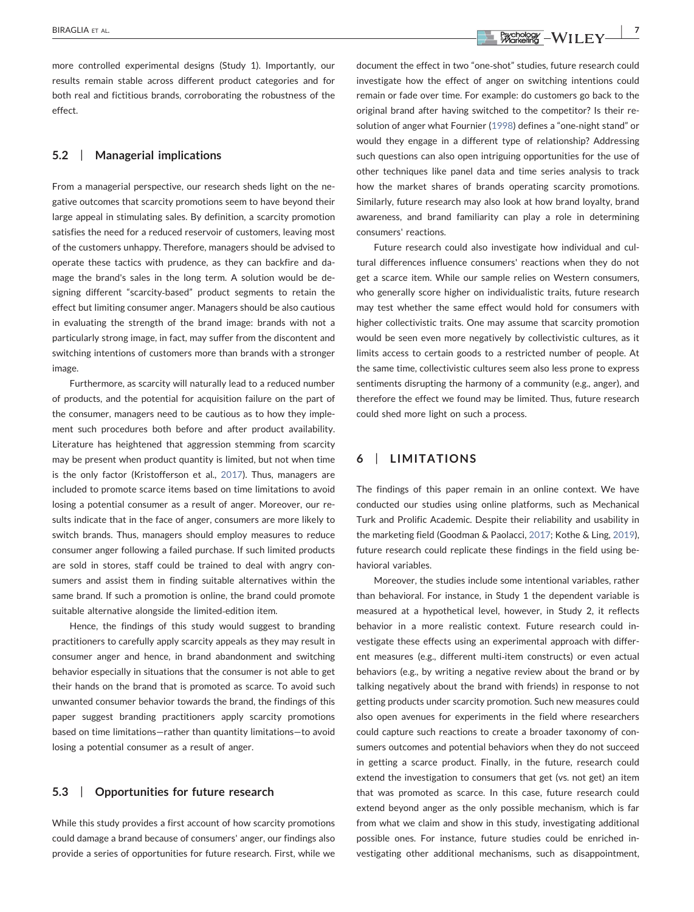more controlled experimental designs (Study 1). Importantly, our results remain stable across different product categories and for both real and fictitious brands, corroborating the robustness of the effect.

### 5.2 | Managerial implications

From a managerial perspective, our research sheds light on the negative outcomes that scarcity promotions seem to have beyond their large appeal in stimulating sales. By definition, a scarcity promotion satisfies the need for a reduced reservoir of customers, leaving most of the customers unhappy. Therefore, managers should be advised to operate these tactics with prudence, as they can backfire and damage the brand's sales in the long term. A solution would be designing different "scarcity-based" product segments to retain the effect but limiting consumer anger. Managers should be also cautious in evaluating the strength of the brand image: brands with not a particularly strong image, in fact, may suffer from the discontent and switching intentions of customers more than brands with a stronger image.

Furthermore, as scarcity will naturally lead to a reduced number of products, and the potential for acquisition failure on the part of the consumer, managers need to be cautious as to how they implement such procedures both before and after product availability. Literature has heightened that aggression stemming from scarcity may be present when product quantity is limited, but not when time is the only factor (Kristofferson et al., 2017). Thus, managers are included to promote scarce items based on time limitations to avoid losing a potential consumer as a result of anger. Moreover, our results indicate that in the face of anger, consumers are more likely to switch brands. Thus, managers should employ measures to reduce consumer anger following a failed purchase. If such limited products are sold in stores, staff could be trained to deal with angry consumers and assist them in finding suitable alternatives within the same brand. If such a promotion is online, the brand could promote suitable alternative alongside the limited-edition item.

Hence, the findings of this study would suggest to branding practitioners to carefully apply scarcity appeals as they may result in consumer anger and hence, in brand abandonment and switching behavior especially in situations that the consumer is not able to get their hands on the brand that is promoted as scarce. To avoid such unwanted consumer behavior towards the brand, the findings of this paper suggest branding practitioners apply scarcity promotions based on time limitations—rather than quantity limitations—to avoid losing a potential consumer as a result of anger.

### 5.3 | Opportunities for future research

While this study provides a first account of how scarcity promotions could damage a brand because of consumers' anger, our findings also provide a series of opportunities for future research. First, while we document the effect in two "one-shot" studies, future research could investigate how the effect of anger on switching intentions could remain or fade over time. For example: do customers go back to the original brand after having switched to the competitor? Is their resolution of anger what Fournier (1998) defines a "one-night stand" or would they engage in a different type of relationship? Addressing such questions can also open intriguing opportunities for the use of other techniques like panel data and time series analysis to track how the market shares of brands operating scarcity promotions. Similarly, future research may also look at how brand loyalty, brand awareness, and brand familiarity can play a role in determining consumers' reactions.

Future research could also investigate how individual and cultural differences influence consumers' reactions when they do not get a scarce item. While our sample relies on Western consumers, who generally score higher on individualistic traits, future research may test whether the same effect would hold for consumers with higher collectivistic traits. One may assume that scarcity promotion would be seen even more negatively by collectivistic cultures, as it limits access to certain goods to a restricted number of people. At the same time, collectivistic cultures seem also less prone to express sentiments disrupting the harmony of a community (e.g., anger), and therefore the effect we found may be limited. Thus, future research could shed more light on such a process.

## 6 | LIMITATIONS

The findings of this paper remain in an online context. We have conducted our studies using online platforms, such as Mechanical Turk and Prolific Academic. Despite their reliability and usability in the marketing field (Goodman & Paolacci, 2017; Kothe & Ling, 2019), future research could replicate these findings in the field using behavioral variables.

Moreover, the studies include some intentional variables, rather than behavioral. For instance, in Study 1 the dependent variable is measured at a hypothetical level, however, in Study 2, it reflects behavior in a more realistic context. Future research could investigate these effects using an experimental approach with different measures (e.g., different multi-item constructs) or even actual behaviors (e.g., by writing a negative review about the brand or by talking negatively about the brand with friends) in response to not getting products under scarcity promotion. Such new measures could also open avenues for experiments in the field where researchers could capture such reactions to create a broader taxonomy of consumers outcomes and potential behaviors when they do not succeed in getting a scarce product. Finally, in the future, research could extend the investigation to consumers that get (vs. not get) an item that was promoted as scarce. In this case, future research could extend beyond anger as the only possible mechanism, which is far from what we claim and show in this study, investigating additional possible ones. For instance, future studies could be enriched investigating other additional mechanisms, such as disappointment,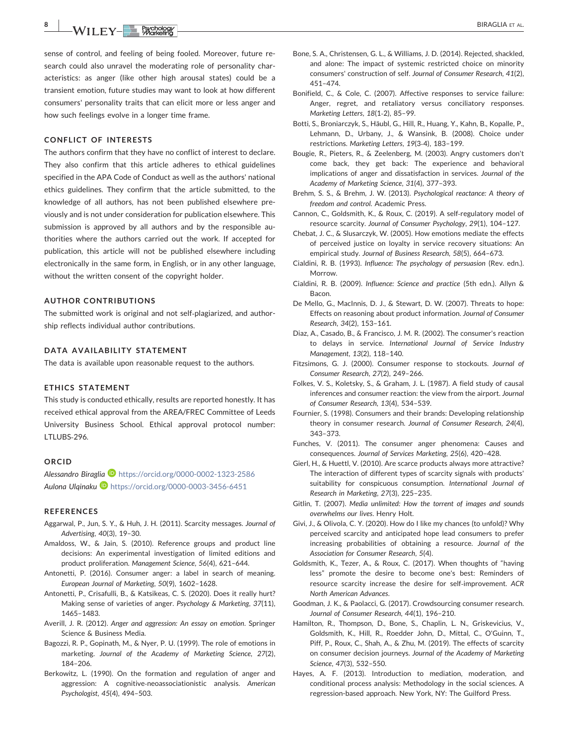sense of control, and feeling of being fooled. Moreover, future research could also unravel the moderating role of personality characteristics: as anger (like other high arousal states) could be a transient emotion, future studies may want to look at how different consumers' personality traits that can elicit more or less anger and how such feelings evolve in a longer time frame.

## CONFLICT OF INTERESTS

The authors confirm that they have no conflict of interest to declare. They also confirm that this article adheres to ethical guidelines specified in the APA Code of Conduct as well as the authors' national ethics guidelines. They confirm that the article submitted, to the knowledge of all authors, has not been published elsewhere previously and is not under consideration for publication elsewhere. This submission is approved by all authors and by the responsible authorities where the authors carried out the work. If accepted for publication, this article will not be published elsewhere including electronically in the same form, in English, or in any other language, without the written consent of the copyright holder.

## AUTHOR CONTRIBUTIONS

The submitted work is original and not self-plagiarized, and authorship reflects individual author contributions.

## DATA AVAILABILITY STATEMENT

The data is available upon reasonable request to the authors.

## ETHICS STATEMENT

This study is conducted ethically, results are reported honestly. It has received ethical approval from the AREA/FREC Committee of Leeds University Business School. Ethical approval protocol number: LTLUBS-296.

## ORCID

*Alessandro Biraglia* https://orcid.org/0000-0002-1323-2586
*Aulona Ulqinaku* https://orcid.org/0000-0003-3456-6451

## REFERENCES

Aggarwal, P., Jun, S. Y., & Huh, J. H. (2011). Scarcity messages. *Journal of Advertising*, *40*(3), 19–30.

Amaldoss, W., & Jain, S. (2010). Reference groups and product line decisions: An experimental investigation of limited editions and product proliferation. *Management Science*, *56*(4), 621–644.

Antonetti, P. (2016). Consumer anger: a label in search of meaning. *European Journal of Marketing*, *50*(9), 1602–1628.

Antonetti, P., Crisafulli, B., & Katsikeas, C. S. (2020). Does it really hurt? Making sense of varieties of anger. *Psychology & Marketing*, *37*(11), 1465–1483.

Averill, J. R. (2012). *Anger and aggression: An essay on emotion*. Springer Science & Business Media.

Bagozzi, R. P., Gopinath, M., & Nyer, P. U. (1999). The role of emotions in marketing. *Journal of the Academy of Marketing Science*, *27*(2), 184–206.

Berkowitz, L. (1990). On the formation and regulation of anger and aggression: A cognitive-neoassociationistic analysis. *American Psychologist*, *45*(4), 494–503.

Bone, S. A., Christensen, G. L., & Williams, J. D. (2014). Rejected, shackled, and alone: The impact of systemic restricted choice on minority consumers' construction of self. *Journal of Consumer Research*, *41*(2), 451–474.

Bonifield, C., & Cole, C. (2007). Affective responses to service failure: Anger, regret, and retaliatory versus conciliatory responses. *Marketing Letters*, *18*(1-2), 85–99.

Botti, S., Broniarczyk, S., Häubl, G., Hill, R., Huang, Y., Kahn, B., Kopalle, P., Lehmann, D., Urbany, J., & Wansink, B. (2008). Choice under restrictions. *Marketing Letters*, *19*(3-4), 183–199.

Bougie, R., Pieters, R., & Zeelenberg, M. (2003). Angry customers don't come back, they get back: The experience and behavioral implications of anger and dissatisfaction in services. *Journal of the Academy of Marketing Science*, *31*(4), 377–393.

Brehm, S. S., & Brehm, J. W. (2013). *Psychological reactance: A theory of freedom and control*. Academic Press.

Cannon, C., Goldsmith, K., & Roux, C. (2019). A self-regulatory model of resource scarcity. *Journal of Consumer Psychology*, *29*(1), 104–127.

Chebat, J. C., & Slusarczyk, W. (2005). How emotions mediate the effects of perceived justice on loyalty in service recovery situations: An empirical study. *Journal of Business Research*, *58*(5), 664–673.

Cialdini, R. B. (1993). *Influence: The psychology of persuasion* (Rev. edn.). Morrow.

Cialdini, R. B. (2009). *Influence: Science and practice* (5th edn.). Allyn & Bacon.

De Mello, G., MacInnis, D. J., & Stewart, D. W. (2007). Threats to hope: Effects on reasoning about product information. *Journal of Consumer Research*, *34*(2), 153–161.

Diaz, A., Casado, B., & Francisco, J. M. R. (2002). The consumer's reaction to delays in service. *International Journal of Service Industry Management*, *13*(2), 118–140.

Fitzsimons, G. J. (2000). Consumer response to stockouts. *Journal of Consumer Research*, *27*(2), 249–266.

Folkes, V. S., Koletsky, S., & Graham, J. L. (1987). A field study of causal inferences and consumer reaction: the view from the airport. *Journal of Consumer Research*, *13*(4), 534–539.

Fournier, S. (1998). Consumers and their brands: Developing relationship theory in consumer research. *Journal of Consumer Research*, *24*(4), 343–373.

Funches, V. (2011). The consumer anger phenomena: Causes and consequences. *Journal of Services Marketing*, *25*(6), 420–428.

Gierl, H., & Huettl, V. (2010). Are scarce products always more attractive? The interaction of different types of scarcity signals with products' suitability for conspicuous consumption. *International Journal of Research in Marketing*, *27*(3), 225–235.

Gitlin, T. (2007). *Media unlimited: How the torrent of images and sounds overwhelms our lives*. Henry Holt.

Givi, J., & Olivola, C. Y. (2020). How do I like my chances (to unfold)? Why perceived scarcity and anticipated hope lead consumers to prefer increasing probabilities of obtaining a resource. *Journal of the Association for Consumer Research*, *5*(4).

Goldsmith, K., Tezer, A., & Roux, C. (2017). When thoughts of "having less" promote the desire to become one's best: Reminders of resource scarcity increase the desire for self-improvement. *ACR North American Advances*.

Goodman, J. K., & Paolacci, G. (2017). Crowdsourcing consumer research. *Journal of Consumer Research*, *44*(1), 196–210.

Hamilton, R., Thompson, D., Bone, S., Chaplin, L. N., Griskevicius, V., Goldsmith, K., Hill, R., Roedder John, D., Mittal, C., O'Guinn, T., Piff, P., Roux, C., Shah, A., & Zhu, M. (2019). The effects of scarcity on consumer decision journeys. *Journal of the Academy of Marketing Science*, *47*(3), 532–550.

Hayes, A. F. (2013). Introduction to mediation, moderation, and conditional process analysis: Methodology in the social sciences. A regression-based approach. New York, NY: The Guilford Press.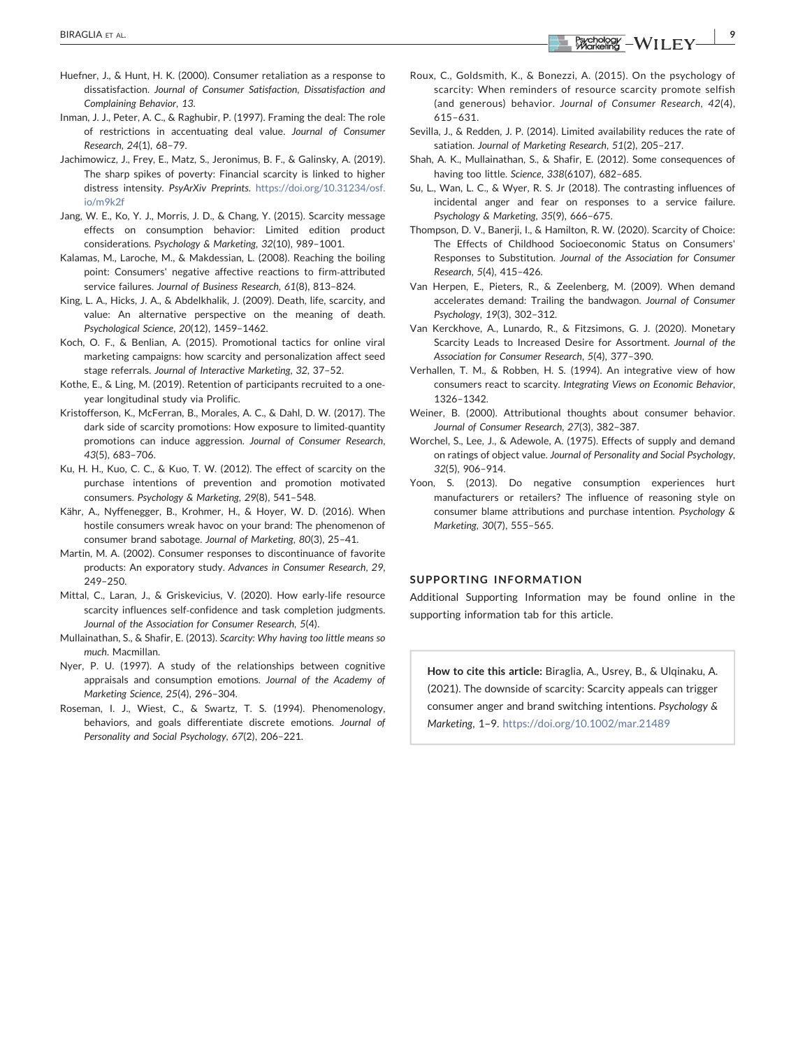Huefner, J., & Hunt, H. K. (2000). Consumer retaliation as a response to dissatisfaction. *Journal of Consumer Satisfaction, Dissatisfaction and Complaining Behavior*, *13*.

Inman, J. J., Peter, A. C., & Raghubir, P. (1997). Framing the deal: The role of restrictions in accentuating deal value. *Journal of Consumer Research*, *24*(1), 68–79.

Jachimowicz, J., Frey, E., Matz, S., Jeronimus, B. F., & Galinsky, A. (2019). The sharp spikes of poverty: Financial scarcity is linked to higher distress intensity. *PsyArXiv Preprints*. https://doi.org/10.31234/osf.io/m9k2f

Jang, W. E., Ko, Y. J., Morris, J. D., & Chang, Y. (2015). Scarcity message effects on consumption behavior: Limited edition product considerations. *Psychology & Marketing*, *32*(10), 989–1001.

Kalamas, M., Laroche, M., & Makdessian, L. (2008). Reaching the boiling point: Consumers' negative affective reactions to firm-attributed service failures. *Journal of Business Research*, *61*(8), 813–824.

King, L. A., Hicks, J. A., & Abdelkhalik, J. (2009). Death, life, scarcity, and value: An alternative perspective on the meaning of death. *Psychological Science*, *20*(12), 1459–1462.

Koch, O. F., & Benlian, A. (2015). Promotional tactics for online viral marketing campaigns: how scarcity and personalization affect seed stage referrals. *Journal of Interactive Marketing*, *32*, 37–52.

Kothe, E., & Ling, M. (2019). Retention of participants recruited to a one-year longitudinal study via Prolific.

Kristofferson, K., McFerran, B., Morales, A. C., & Dahl, D. W. (2017). The dark side of scarcity promotions: How exposure to limited-quantity promotions can induce aggression. *Journal of Consumer Research*, *43*(5), 683–706.

Ku, H. H., Kuo, C. C., & Kuo, T. W. (2012). The effect of scarcity on the purchase intentions of prevention and promotion motivated consumers. *Psychology & Marketing*, *29*(8), 541–548.

Kähr, A., Nyffenegger, B., Krohmer, H., & Hoyer, W. D. (2016). When hostile consumers wreak havoc on your brand: The phenomenon of consumer brand sabotage. *Journal of Marketing*, *80*(3), 25–41.

Martin, M. A. (2002). Consumer responses to discontinuance of favorite products: An exporatory study. *Advances in Consumer Research*, *29*, 249–250.

Mittal, C., Laran, J., & Griskevicius, V. (2020). How early-life resource scarcity influences self-confidence and task completion judgments. *Journal of the Association for Consumer Research*, *5*(4).

Mullainathan, S., & Shafir, E. (2013). *Scarcity: Why having too little means so much*. Macmillan.

Nyer, P. U. (1997). A study of the relationships between cognitive appraisals and consumption emotions. *Journal of the Academy of Marketing Science*, *25*(4), 296–304.

Roseman, I. J., Wiest, C., & Swartz, T. S. (1994). Phenomenology, behaviors, and goals differentiate discrete emotions. *Journal of Personality and Social Psychology*, *67*(2), 206–221.

Roux, C., Goldsmith, K., & Bonezzi, A. (2015). On the psychology of scarcity: When reminders of resource scarcity promote selfish (and generous) behavior. *Journal of Consumer Research*, *42*(4), 615–631.

Sevilla, J., & Redden, J. P. (2014). Limited availability reduces the rate of satiation. *Journal of Marketing Research*, *51*(2), 205–217.

Shah, A. K., Mullainathan, S., & Shafir, E. (2012). Some consequences of having too little. *Science*, *338*(6107), 682–685.

Su, L., Wan, L. C., & Wyer, R. S. Jr (2018). The contrasting influences of incidental anger and fear on responses to a service failure. *Psychology & Marketing*, *35*(9), 666–675.

Thompson, D. V., Banerji, I., & Hamilton, R. W. (2020). Scarcity of Choice: The Effects of Childhood Socioeconomic Status on Consumers' Responses to Substitution. *Journal of the Association for Consumer Research*, *5*(4), 415–426.

Van Herpen, E., Pieters, R., & Zeelenberg, M. (2009). When demand accelerates demand: Trailing the bandwagon. *Journal of Consumer Psychology*, *19*(3), 302–312.

Van Kerckhove, A., Lunardo, R., & Fitzsimons, G. J. (2020). Monetary Scarcity Leads to Increased Desire for Assortment. *Journal of the Association for Consumer Research*, *5*(4), 377–390.

Verhallen, T. M., & Robben, H. S. (1994). An integrative view of how consumers react to scarcity. *Integrating Views on Economic Behavior*, 1326–1342.

Weiner, B. (2000). Attributional thoughts about consumer behavior. *Journal of Consumer Research*, *27*(3), 382–387.

Worchel, S., Lee, J., & Adewole, A. (1975). Effects of supply and demand on ratings of object value. *Journal of Personality and Social Psychology*, *32*(5), 906–914.

Yoon, S. (2013). Do negative consumption experiences hurt manufacturers or retailers? The influence of reasoning style on consumer blame attributions and purchase intention. *Psychology & Marketing*, *30*(7), 555–565.

## SUPPORTING INFORMATION

Additional Supporting Information may be found online in the supporting information tab for this article.

**How to cite this article:** Biraglia, A., Usrey, B., & Ulqinaku, A. (2021). The downside of scarcity: Scarcity appeals can trigger consumer anger and brand switching intentions. *Psychology & Marketing*, 1–9. https://doi.org/10.1002/mar.21489